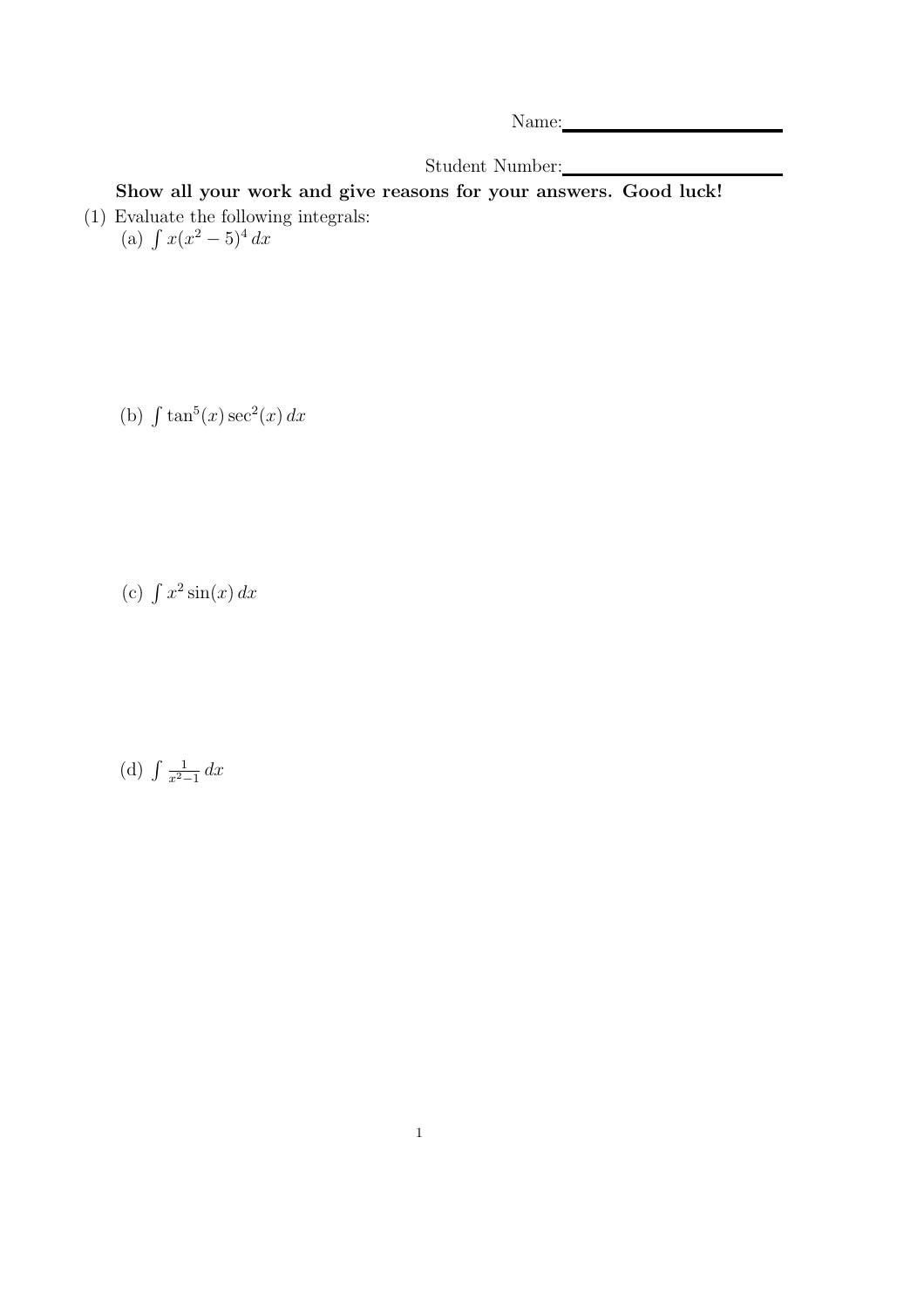Name:

Student Number:

**Show all your work and give reasons for your answers. Good luck!**

(1) Evaluate the following integrals:

(a) $\int x(x^2 - 5)^4 \, dx$

(b) $\int \tan^5(x) \sec^2(x) \, dx$

(c) $\int x^2 \sin(x) \, dx$

(d) $\int \frac{1}{x^2 - 1} \, dx$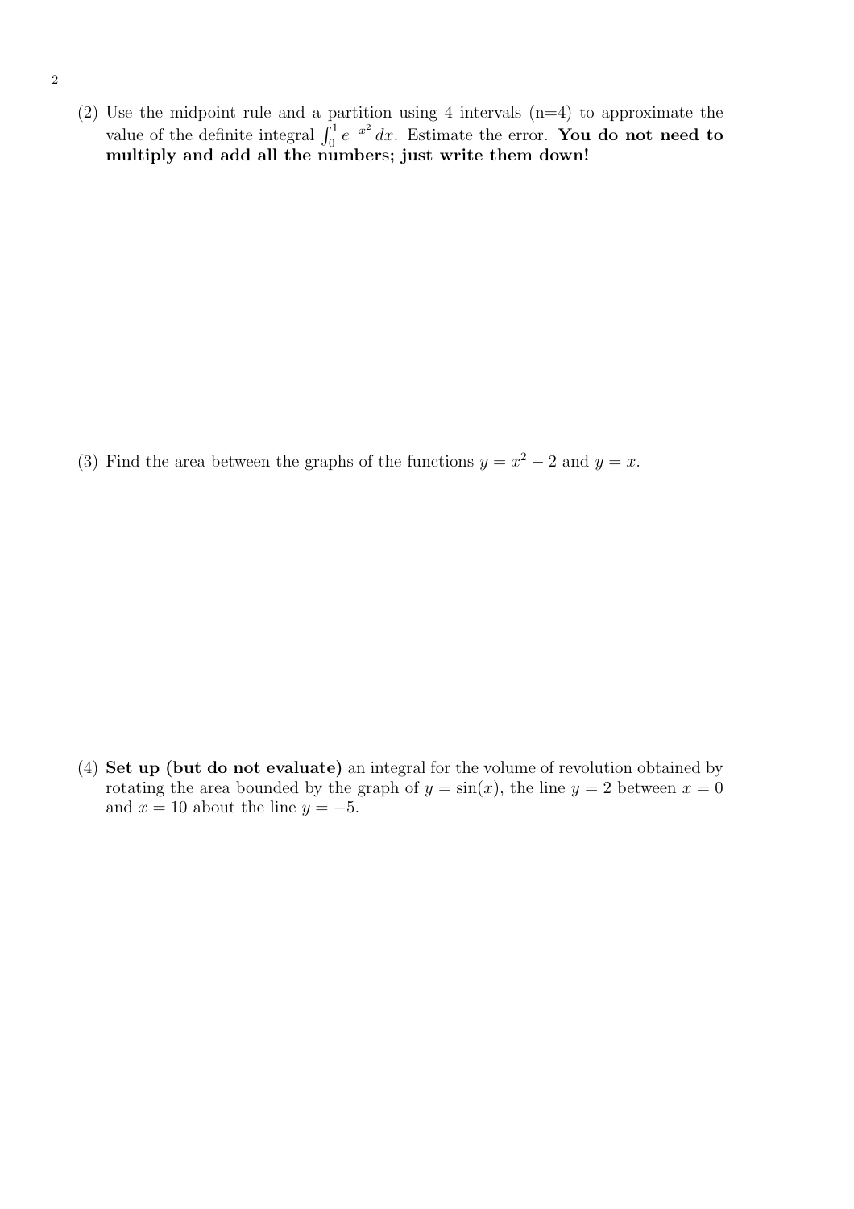(2) Use the midpoint rule and a partition using 4 intervals (n=4) to approximate the value of the definite integral $\int_0^1 e^{-x^2}\,dx$. Estimate the error. **You do not need to multiply and add all the numbers; just write them down!**

(3) Find the area between the graphs of the functions $y = x^2 - 2$ and $y = x$.

(4) **Set up (but do not evaluate)** an integral for the volume of revolution obtained by rotating the area bounded by the graph of $y = \sin(x)$, the line $y = 2$ between $x = 0$ and $x = 10$ about the line $y = -5$.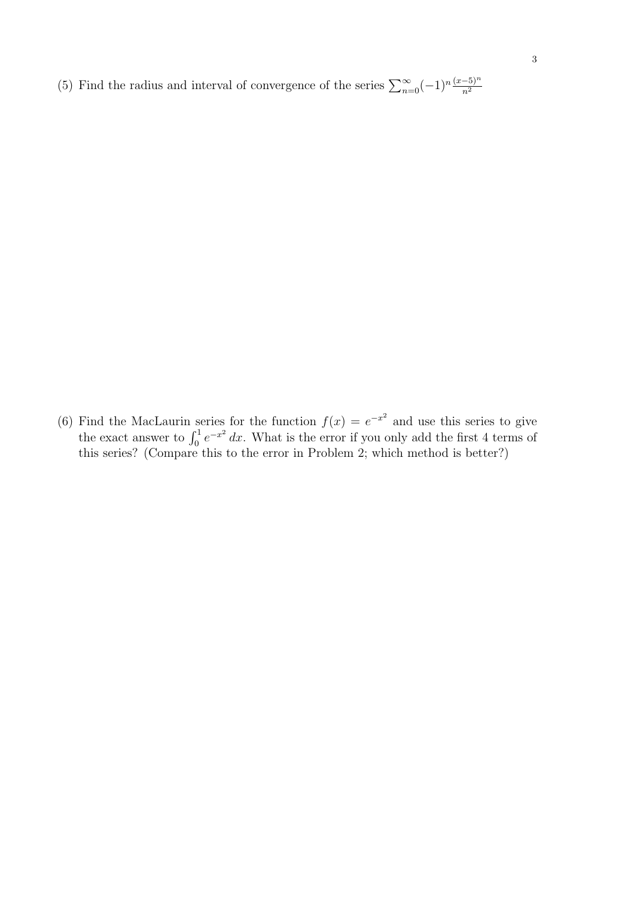(5) Find the radius and interval of convergence of the series $\sum_{n=0}^{\infty}(-1)^n \frac{(x-5)^n}{n^2}$

(6) Find the MacLaurin series for the function $f(x) = e^{-x^2}$ and use this series to give the exact answer to $\int_0^1 e^{-x^2}\,dx$. What is the error if you only add the first 4 terms of this series? (Compare this to the error in Problem 2; which method is better?)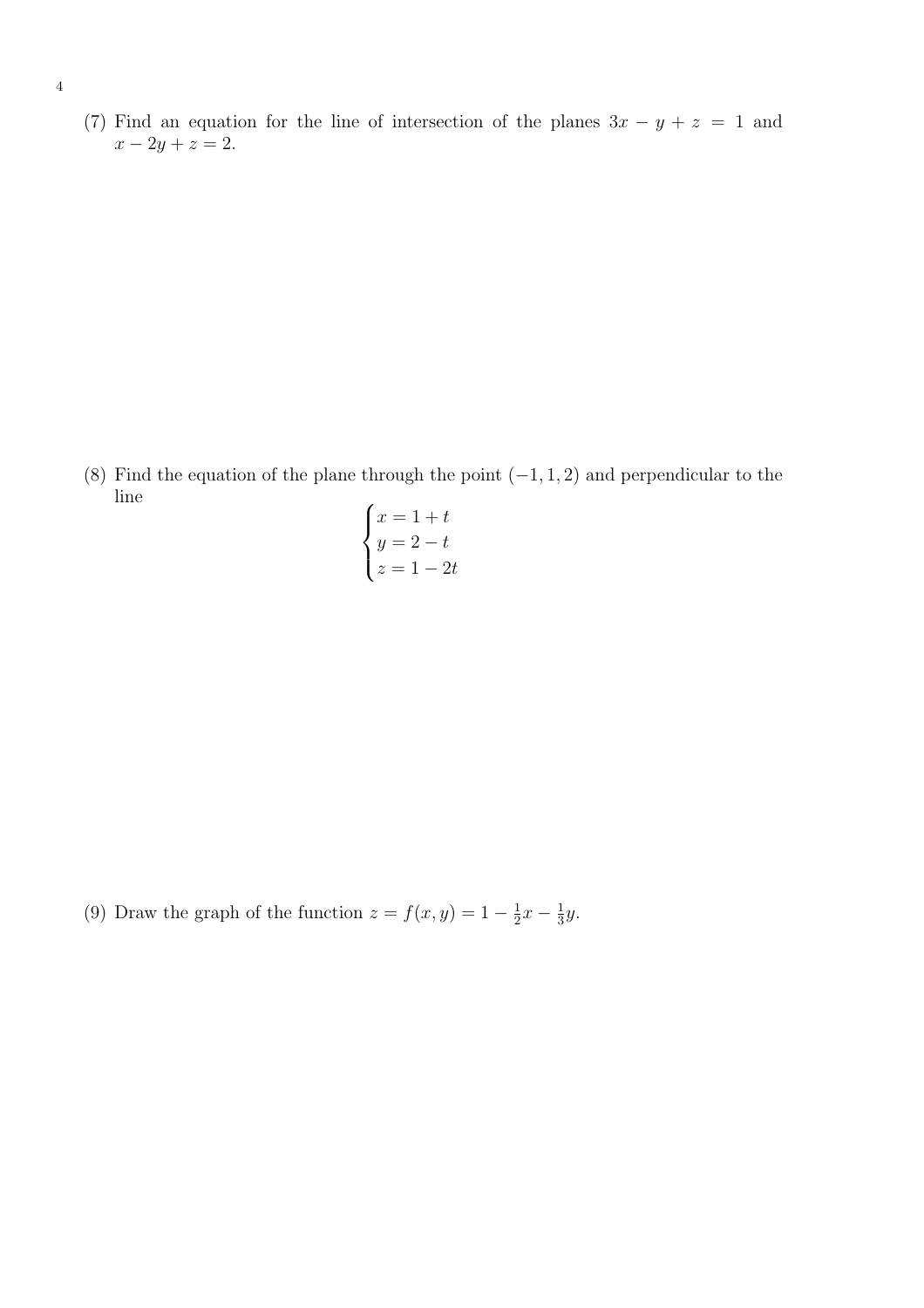(7) Find an equation for the line of intersection of the planes $3x - y + z = 1$ and $x - 2y + z = 2$.

(8) Find the equation of the plane through the point $(-1, 1, 2)$ and perpendicular to the line

$$\begin{cases} x = 1 + t \\ y = 2 - t \\ z = 1 - 2t \end{cases}$$

(9) Draw the graph of the function $z = f(x, y) = 1 - \frac{1}{2}x - \frac{1}{3}y$.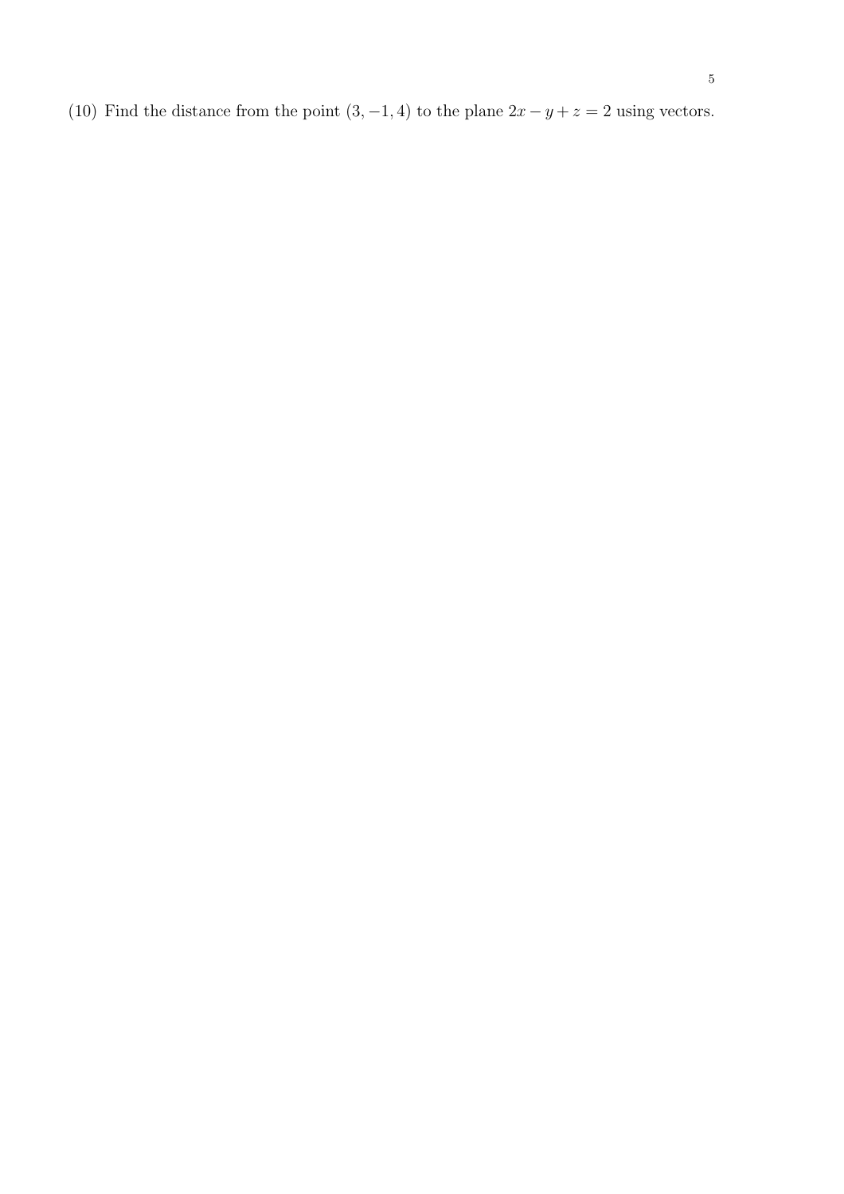(10) Find the distance from the point $(3, -1, 4)$ to the plane $2x - y + z = 2$ using vectors.